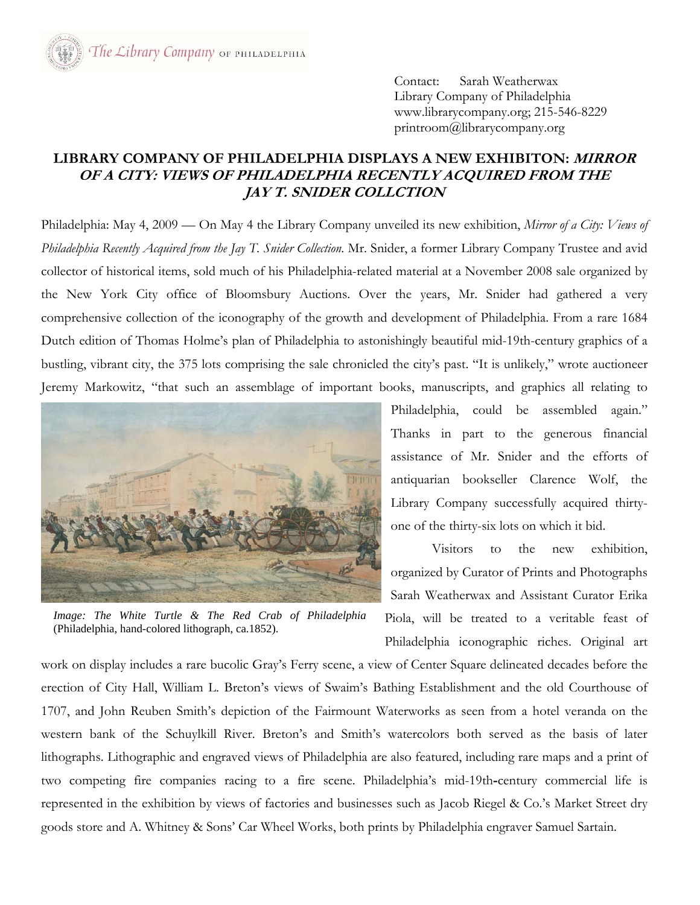The Library Company OF PHILADELPHIA

Contact: Sarah Weatherwax
Library Company of Philadelphia
www.librarycompany.org; 215-546-8229
printroom@librarycompany.org

# LIBRARY COMPANY OF PHILADELPHIA DISPLAYS A NEW EXHIBITON: *MIRROR OF A CITY: VIEWS OF PHILADELPHIA RECENTLY ACQUIRED FROM THE JAY T. SNIDER COLLCTION*

Philadelphia: May 4, 2009 — On May 4 the Library Company unveiled its new exhibition, *Mirror of a City: Views of Philadelphia Recently Acquired from the Jay T. Snider Collection.* Mr. Snider, a former Library Company Trustee and avid collector of historical items, sold much of his Philadelphia-related material at a November 2008 sale organized by the New York City office of Bloomsbury Auctions. Over the years, Mr. Snider had gathered a very comprehensive collection of the iconography of the growth and development of Philadelphia. From a rare 1684 Dutch edition of Thomas Holme's plan of Philadelphia to astonishingly beautiful mid-19th-century graphics of a bustling, vibrant city, the 375 lots comprising the sale chronicled the city's past. "It is unlikely," wrote auctioneer Jeremy Markowitz, "that such an assemblage of important books, manuscripts, and graphics all relating to Philadelphia, could be assembled again." Thanks in part to the generous financial assistance of Mr. Snider and the efforts of antiquarian bookseller Clarence Wolf, the Library Company successfully acquired thirty-one of the thirty-six lots on which it bid.

*Image: The White Turtle & The Red Crab of Philadelphia* (Philadelphia, hand-colored lithograph, ca.1852).

Visitors to the new exhibition, organized by Curator of Prints and Photographs Sarah Weatherwax and Assistant Curator Erika Piola, will be treated to a veritable feast of Philadelphia iconographic riches. Original art work on display includes a rare bucolic Gray's Ferry scene, a view of Center Square delineated decades before the erection of City Hall, William L. Breton's views of Swaim's Bathing Establishment and the old Courthouse of 1707, and John Reuben Smith's depiction of the Fairmount Waterworks as seen from a hotel veranda on the western bank of the Schuylkill River. Breton's and Smith's watercolors both served as the basis of later lithographs. Lithographic and engraved views of Philadelphia are also featured, including rare maps and a print of two competing fire companies racing to a fire scene. Philadelphia's mid-19th-century commercial life is represented in the exhibition by views of factories and businesses such as Jacob Riegel & Co.'s Market Street dry goods store and A. Whitney & Sons' Car Wheel Works, both prints by Philadelphia engraver Samuel Sartain.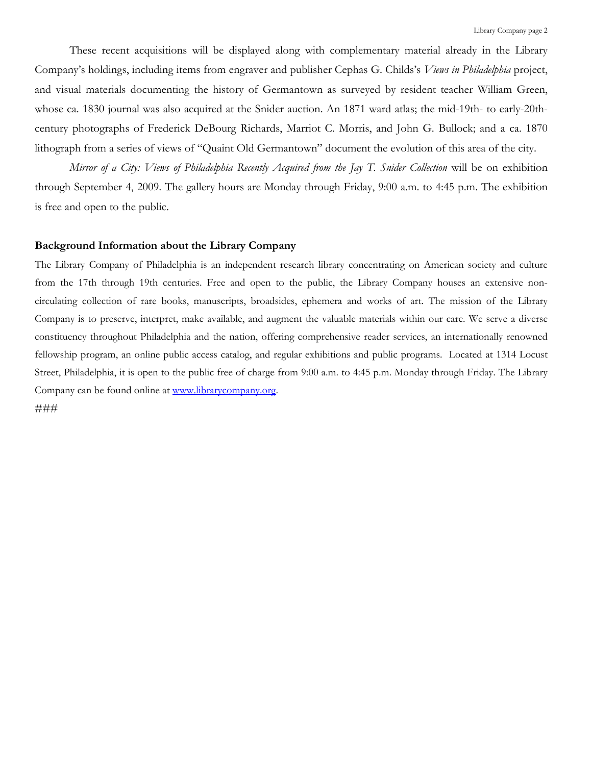These recent acquisitions will be displayed along with complementary material already in the Library Company's holdings, including items from engraver and publisher Cephas G. Childs's *Views in Philadelphia* project, and visual materials documenting the history of Germantown as surveyed by resident teacher William Green, whose ca. 1830 journal was also acquired at the Snider auction. An 1871 ward atlas; the mid-19th- to early-20th-century photographs of Frederick DeBourg Richards, Marriot C. Morris, and John G. Bullock; and a ca. 1870 lithograph from a series of views of "Quaint Old Germantown" document the evolution of this area of the city.

*Mirror of a City: Views of Philadelphia Recently Acquired from the Jay T. Snider Collection* will be on exhibition through September 4, 2009. The gallery hours are Monday through Friday, 9:00 a.m. to 4:45 p.m. The exhibition is free and open to the public.

## Background Information about the Library Company

The Library Company of Philadelphia is an independent research library concentrating on American society and culture from the 17th through 19th centuries. Free and open to the public, the Library Company houses an extensive non-circulating collection of rare books, manuscripts, broadsides, ephemera and works of art. The mission of the Library Company is to preserve, interpret, make available, and augment the valuable materials within our care. We serve a diverse constituency throughout Philadelphia and the nation, offering comprehensive reader services, an internationally renowned fellowship program, an online public access catalog, and regular exhibitions and public programs. Located at 1314 Locust Street, Philadelphia, it is open to the public free of charge from 9:00 a.m. to 4:45 p.m. Monday through Friday. The Library Company can be found online at [www.librarycompany.org](http://www.librarycompany.org).

###